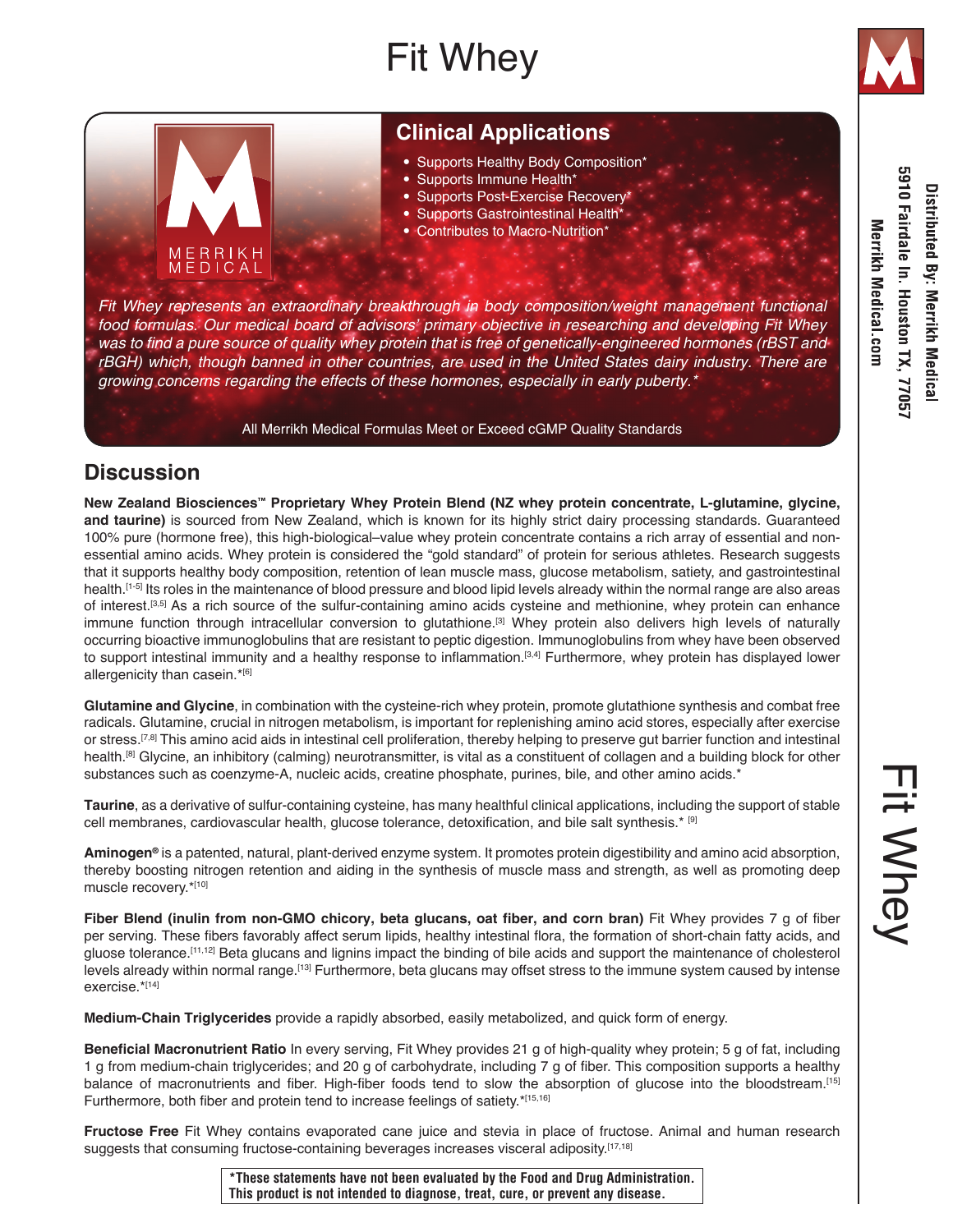# Fit Whey

## Clinical Applications

- Supports Healthy Body Composition*
- Supports Immune Health*
- Supports Post-Exercise Recovery*
- Supports Gastrointestinal Health*
- Contributes to Macro-Nutrition*

*Fit Whey represents an extraordinary breakthrough in body composition/weight management functional food formulas. Our medical board of advisors' primary objective in researching and developing Fit Whey was to find a pure source of quality whey protein that is free of genetically-engineered hormones (rBST and rBGH) which, though banned in other countries, are used in the United States dairy industry. There are growing concerns regarding the effects of these hormones, especially in early puberty.**

All Merrikh Medical Formulas Meet or Exceed cGMP Quality Standards

Distributed By: Merrikh Medical
5910 Fairdale ln. Houston TX, 77057
Merrikh Medical.com

## Discussion

**New Zealand Biosciences™ Proprietary Whey Protein Blend (NZ whey protein concentrate, L-glutamine, glycine, and taurine)** is sourced from New Zealand, which is known for its highly strict dairy processing standards. Guaranteed 100% pure (hormone free), this high-biological–value whey protein concentrate contains a rich array of essential and non-essential amino acids. Whey protein is considered the "gold standard" of protein for serious athletes. Research suggests that it supports healthy body composition, retention of lean muscle mass, glucose metabolism, satiety, and gastrointestinal health.[1-5] Its roles in the maintenance of blood pressure and blood lipid levels already within the normal range are also areas of interest.[3,5] As a rich source of the sulfur-containing amino acids cysteine and methionine, whey protein can enhance immune function through intracellular conversion to glutathione.[3] Whey protein also delivers high levels of naturally occurring bioactive immunoglobulins that are resistant to peptic digestion. Immunoglobulins from whey have been observed to support intestinal immunity and a healthy response to inflammation.[3,4] Furthermore, whey protein has displayed lower allergenicity than casein.*[6]

**Glutamine and Glycine**, in combination with the cysteine-rich whey protein, promote glutathione synthesis and combat free radicals. Glutamine, crucial in nitrogen metabolism, is important for replenishing amino acid stores, especially after exercise or stress.[7,8] This amino acid aids in intestinal cell proliferation, thereby helping to preserve gut barrier function and intestinal health.[8] Glycine, an inhibitory (calming) neurotransmitter, is vital as a constituent of collagen and a building block for other substances such as coenzyme-A, nucleic acids, creatine phosphate, purines, bile, and other amino acids.*

**Taurine**, as a derivative of sulfur-containing cysteine, has many healthful clinical applications, including the support of stable cell membranes, cardiovascular health, glucose tolerance, detoxification, and bile salt synthesis.* [9]

**Aminogen®** is a patented, natural, plant-derived enzyme system. It promotes protein digestibility and amino acid absorption, thereby boosting nitrogen retention and aiding in the synthesis of muscle mass and strength, as well as promoting deep muscle recovery.*[10]

**Fiber Blend (inulin from non-GMO chicory, beta glucans, oat fiber, and corn bran)** Fit Whey provides 7 g of fiber per serving. These fibers favorably affect serum lipids, healthy intestinal flora, the formation of short-chain fatty acids, and gluose tolerance.[11,12] Beta glucans and lignins impact the binding of bile acids and support the maintenance of cholesterol levels already within normal range.[13] Furthermore, beta glucans may offset stress to the immune system caused by intense exercise.*[14]

**Medium-Chain Triglycerides** provide a rapidly absorbed, easily metabolized, and quick form of energy.

**Beneficial Macronutrient Ratio** In every serving, Fit Whey provides 21 g of high-quality whey protein; 5 g of fat, including 1 g from medium-chain triglycerides; and 20 g of carbohydrate, including 7 g of fiber. This composition supports a healthy balance of macronutrients and fiber. High-fiber foods tend to slow the absorption of glucose into the bloodstream.[15] Furthermore, both fiber and protein tend to increase feelings of satiety.*[15,16]

**Fructose Free** Fit Whey contains evaporated cane juice and stevia in place of fructose. Animal and human research suggests that consuming fructose-containing beverages increases visceral adiposity.[17,18]

**\*These statements have not been evaluated by the Food and Drug Administration. This product is not intended to diagnose, treat, cure, or prevent any disease.**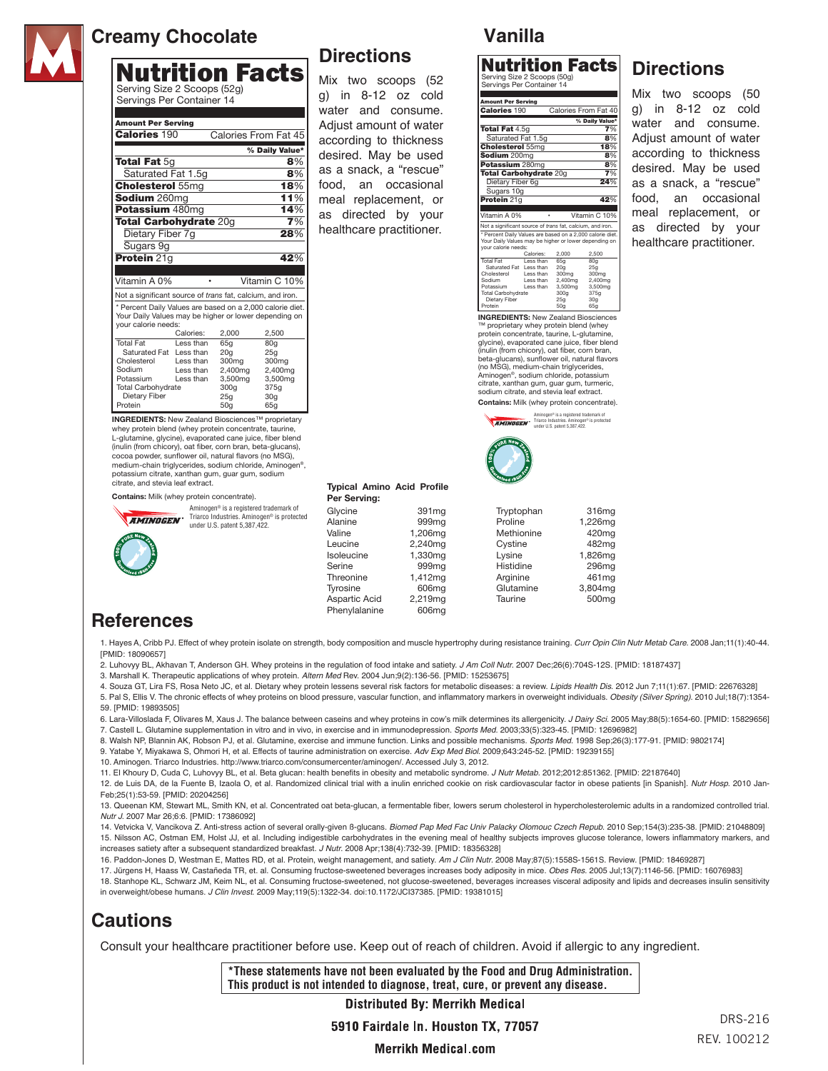## Creamy Chocolate

### Nutrition Facts

Serving Size 2 Scoops (52g)
Servings Per Container 14

| Amount Per Serving | |
|---|---|
| **Calories** 190 | Calories From Fat 45 |
| | **% Daily Value*** |
| **Total Fat** 5g | **8%** |
| Saturated Fat 1.5g | **8%** |
| **Cholesterol** 55mg | **18%** |
| **Sodium** 260mg | **11%** |
| **Potassium** 480mg | **14%** |
| **Total Carbohydrate** 20g | **7%** |
| Dietary Fiber 7g | **28%** |
| Sugars 9g | |
| **Protein** 21g | **42%** |
| Vitamin A 0% • | Vitamin C 10% |

Not a significant source of *trans* fat, calcium, and iron.

\* Percent Daily Values are based on a 2,000 calorie diet. Your Daily Values may be higher or lower depending on your calorie needs:

| | Calories: | 2,000 | 2,500 |
|---|---|---|---|
| Total Fat | Less than | 65g | 80g |
| Saturated Fat | Less than | 20g | 25g |
| Cholesterol | Less than | 300mg | 300mg |
| Sodium | Less than | 2,400mg | 2,400mg |
| Potassium | Less than | 3,500mg | 3,500mg |
| Total Carbohydrate | | 300g | 375g |
| Dietary Fiber | | 25g | 30g |
| Protein | | 50g | 65g |

**INGREDIENTS:** New Zealand Biosciences™ proprietary whey protein blend (whey protein concentrate, taurine, L-glutamine, glycine), evaporated cane juice, fiber blend (inulin (from chicory), oat fiber, corn bran, beta-glucans), cocoa powder, sunflower oil, natural flavors (no MSG), medium-chain triglycerides, sodium chloride, Aminogen®, potassium citrate, xanthan gum, guar gum, sodium citrate, and stevia leaf extract.

**Contains:** Milk (whey protein concentrate).

Aminogen® is a registered trademark of Triarco Industries. Aminogen® is protected under U.S. patent 5,387,422.

## Directions

Mix two scoops (52 g) in 8-12 oz cold water and consume. Adjust amount of water according to thickness desired. May be used as a snack, a "rescue" food, an occasional meal replacement, or as directed by your healthcare practitioner.

## Vanilla

### Nutrition Facts

Serving Size 2 Scoops (50g)
Servings Per Container 14

| Amount Per Serving | |
|---|---|
| **Calories** 190 | Calories From Fat 40 |
| | **% Daily Value*** |
| **Total Fat** 4.5g | **7%** |
| Saturated Fat 1.5g | **8%** |
| **Cholesterol** 55mg | **18%** |
| **Sodium** 200mg | **8%** |
| **Potassium** 280mg | **8%** |
| **Total Carbohydrate** 20g | **7%** |
| Dietary Fiber 6g | **24%** |
| Sugars 10g | |
| **Protein** 21g | **42%** |
| Vitamin A 0% • | Vitamin C 10% |

Not a significant source of *trans* fat, calcium, and iron.

\* Percent Daily Values are based on a 2,000 calorie diet. Your Daily Values may be higher or lower depending on your calorie needs:

| | Calories: | 2,000 | 2,500 |
|---|---|---|---|
| Total Fat | Less than | 65g | 80g |
| Saturated Fat | Less than | 20g | 25g |
| Cholesterol | Less than | 300mg | 300mg |
| Sodium | Less than | 2,400mg | 2,400mg |
| Potassium | Less than | 3,500mg | 3,500mg |
| Total Carbohydrate | | 300g | 375g |
| Dietary Fiber | | 25g | 30g |
| Protein | | 50g | 65g |

**INGREDIENTS:** New Zealand Biosciences™ proprietary whey protein blend (whey protein concentrate, taurine, L-glutamine, glycine), evaporated cane juice, fiber blend (inulin (from chicory), oat fiber, corn bran, beta-glucans), sunflower oil, natural flavors (no MSG), medium-chain triglycerides, Aminogen®, sodium chloride, potassium citrate, xanthan gum, guar gum, turmeric, sodium citrate, and stevia leaf extract.

**Contains:** Milk (whey protein concentrate).

Aminogen® is a registered trademark of Triarco Industries. Aminogen® is protected under U.S. patent 5,387,422.

## Directions

Mix two scoops (50 g) in 8-12 oz cold water and consume. Adjust amount of water according to thickness desired. May be used as a snack, a "rescue" food, an occasional meal replacement, or as directed by your healthcare practitioner.

**Typical Amino Acid Profile Per Serving:**

| | | | |
|---|---|---|---|
| Glycine | 391mg | Tryptophan | 316mg |
| Alanine | 999mg | Proline | 1,226mg |
| Valine | 1,206mg | Methionine | 420mg |
| Leucine | 2,240mg | Cystine | 482mg |
| Isoleucine | 1,330mg | Lysine | 1,826mg |
| Serine | 999mg | Histidine | 296mg |
| Threonine | 1,412mg | Arginine | 461mg |
| Tyrosine | 606mg | Glutamine | 3,804mg |
| Aspartic Acid | 2,219mg | Taurine | 500mg |
| Phenylalanine | 606mg | | |

## References

1. Hayes A, Cribb PJ. Effect of whey protein isolate on strength, body composition and muscle hypertrophy during resistance training. *Curr Opin Clin Nutr Metab Care.* 2008 Jan;11(1):40-44. [PMID: 18090657]
2. Luhovyy BL, Akhavan T, Anderson GH. Whey proteins in the regulation of food intake and satiety. *J Am Coll Nutr.* 2007 Dec;26(6):704S-12S. [PMID: 18187437]
3. Marshall K. Therapeutic applications of whey protein. *Altern Med* Rev. 2004 Jun;9(2):136-56. [PMID: 15253675]
4. Souza GT, Lira FS, Rosa Neto JC, et al. Dietary whey protein lessens several risk factors for metabolic diseases: a review. *Lipids Health Dis.* 2012 Jun 7;11(1):67. [PMID: 22676328]
5. Pal S, Ellis V. The chronic effects of whey proteins on blood pressure, vascular function, and inflammatory markers in overweight individuals. *Obesity (Silver Spring).* 2010 Jul;18(7):1354-59. [PMID: 19893505]
6. Lara-Villoslada F, Olivares M, Xaus J. The balance between caseins and whey proteins in cow's milk determines its allergenicity. *J Dairy Sci.* 2005 May;88(5):1654-60. [PMID: 15829656]
7. Castell L. Glutamine supplementation in vitro and in vivo, in exercise and in immunodepression. *Sports Med.* 2003;33(5):323-45. [PMID: 12696982]
8. Walsh NP, Blannin AK, Robson PJ, et al. Glutamine, exercise and immune function. Links and possible mechanisms. *Sports Med.* 1998 Sep;26(3):177-91. [PMID: 9802174]
9. Yatabe Y, Miyakawa S, Ohmori H, et al. Effects of taurine administration on exercise. *Adv Exp Med Biol.* 2009;643:245-52. [PMID: 19239155]
10. Aminogen. Triarco Industries. http://www.triarco.com/consumercenter/aminogen/. Accessed July 3, 2012.
11. El Khoury D, Cuda C, Luhovyy BL, et al. Beta glucan: health benefits in obesity and metabolic syndrome. *J Nutr Metab.* 2012;2012:851362. [PMID: 22187640]
12. de Luis DA, de la Fuente B, Izaola O, et al. Randomized clinical trial with a inulin enriched cookie on risk cardiovascular factor in obese patients [in Spanish]. *Nutr Hosp.* 2010 Jan-Feb;25(1):53-59. [PMID: 20204256]
13. Queenan KM, Stewart ML, Smith KN, et al. Concentrated oat beta-glucan, a fermentable fiber, lowers serum cholesterol in hypercholesterolemic adults in a randomized controlled trial. *Nutr J.* 2007 Mar 26;6:6. [PMID: 17386092]
14. Vetvicka V, Vancikova Z. Anti-stress action of several orally-given ß-glucans. *Biomed Pap Med Fac Univ Palacky Olomouc Czech Repub.* 2010 Sep;154(3):235-38. [PMID: 21048809]
15. Nilsson AC, Ostman EM, Holst JJ, et al. Including indigestible carbohydrates in the evening meal of healthy subjects improves glucose tolerance, lowers inflammatory markers, and increases satiety after a subsequent standardized breakfast. *J Nutr.* 2008 Apr;138(4):732-39. [PMID: 18356328]
16. Paddon-Jones D, Westman E, Mattes RD, et al. Protein, weight management, and satiety. *Am J Clin Nutr.* 2008 May;87(5):1558S-1561S. Review. [PMID: 18469287]
17. Jürgens H, Haass W, Castañeda TR, et al. Consuming fructose-sweetened beverages increases body adiposity in mice. *Obes Res.* 2005 Jul;13(7):1146-56. [PMID: 16076983]
18. Stanhope KL, Schwarz JM, Keim NL, et al. Consuming fructose-sweetened, not glucose-sweetened, beverages increases visceral adiposity and lipids and decreases insulin sensitivity in overweight/obese humans. *J Clin Invest.* 2009 May;119(5):1322-34. doi:10.1172/JCI37385. [PMID: 19381015]

## Cautions

Consult your healthcare practitioner before use. Keep out of reach of children. Avoid if allergic to any ingredient.

**\*These statements have not been evaluated by the Food and Drug Administration. This product is not intended to diagnose, treat, cure, or prevent any disease.**

**Distributed By: Merrikh Medical**

**5910 Fairdale ln. Houston TX, 77057**

**Merrikh Medical.com**

DRS-216
REV. 100212